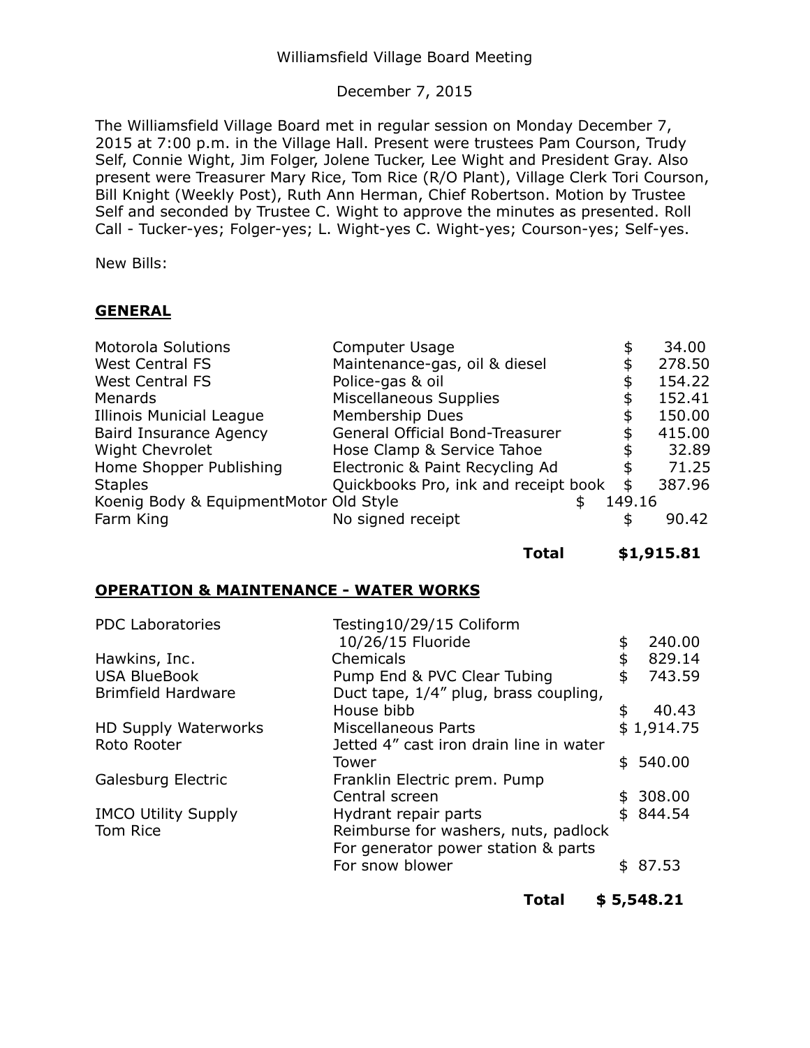Williamsfield Village Board Meeting

December 7, 2015

The Williamsfield Village Board met in regular session on Monday December 7, 2015 at 7:00 p.m. in the Village Hall. Present were trustees Pam Courson, Trudy Self, Connie Wight, Jim Folger, Jolene Tucker, Lee Wight and President Gray. Also present were Treasurer Mary Rice, Tom Rice (R/O Plant), Village Clerk Tori Courson, Bill Knight (Weekly Post), Ruth Ann Herman, Chief Robertson. Motion by Trustee Self and seconded by Trustee C. Wight to approve the minutes as presented. Roll Call - Tucker-yes; Folger-yes; L. Wight-yes C. Wight-yes; Courson-yes; Self-yes.

New Bills:

## GENERAL

| | | |
|---|---|---|
| Motorola Solutions | Computer Usage | $ 34.00 |
| West Central FS | Maintenance-gas, oil & diesel | $ 278.50 |
| West Central FS | Police-gas & oil | $ 154.22 |
| Menards | Miscellaneous Supplies | $ 152.41 |
| Illinois Municial League | Membership Dues | $ 150.00 |
| Baird Insurance Agency | General Official Bond-Treasurer | $ 415.00 |
| Wight Chevrolet | Hose Clamp & Service Tahoe | $ 32.89 |
| Home Shopper Publishing | Electronic & Paint Recycling Ad | $ 71.25 |
| Staples | Quickbooks Pro, ink and receipt book | $ 387.96 |
| Koenig Body & Equipment | Motor Old Style | $ 149.16 |
| Farm King | No signed receipt | $ 90.42 |
| | **Total** | **$1,915.81** |

## OPERATION & MAINTENANCE - WATER WORKS

| | | |
|---|---|---|
| PDC Laboratories | Testing10/29/15 Coliform 10/26/15 Fluoride | $ 240.00 |
| Hawkins, Inc. | Chemicals | $ 829.14 |
| USA BlueBook | Pump End & PVC Clear Tubing | $ 743.59 |
| Brimfield Hardware | Duct tape, 1/4" plug, brass coupling, House bibb | $ 40.43 |
| HD Supply Waterworks | Miscellaneous Parts | $ 1,914.75 |
| Roto Rooter | Jetted 4" cast iron drain line in water Tower | $ 540.00 |
| Galesburg Electric | Franklin Electric prem. Pump Central screen | $ 308.00 |
| IMCO Utility Supply | Hydrant repair parts | $ 844.54 |
| Tom Rice | Reimburse for washers, nuts, padlock For generator power station & parts For snow blower | $ 87.53 |
| | **Total** | **$ 5,548.21** |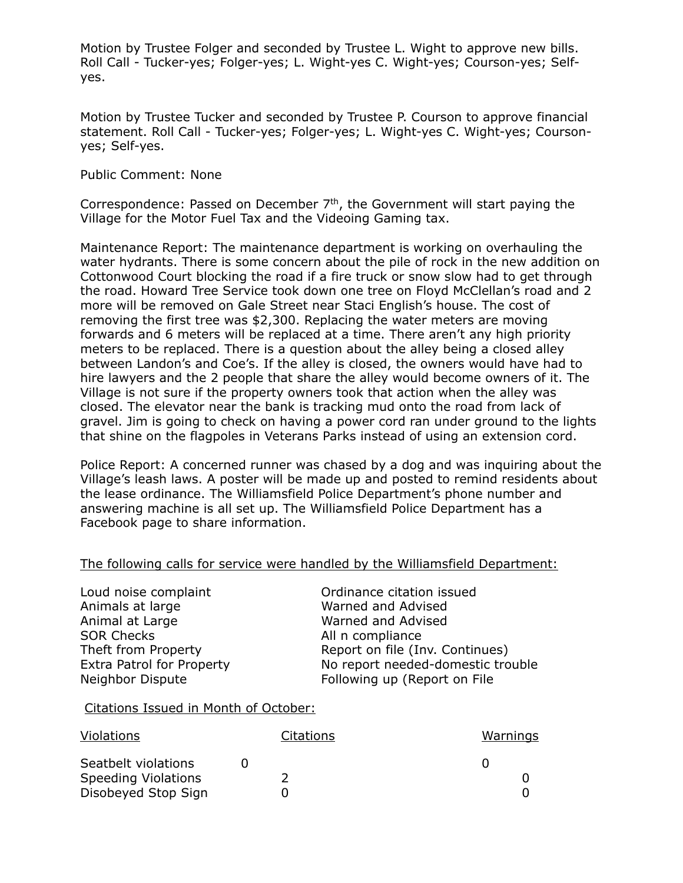Motion by Trustee Folger and seconded by Trustee L. Wight to approve new bills. Roll Call - Tucker-yes; Folger-yes; L. Wight-yes C. Wight-yes; Courson-yes; Self-yes.

Motion by Trustee Tucker and seconded by Trustee P. Courson to approve financial statement. Roll Call - Tucker-yes; Folger-yes; L. Wight-yes C. Wight-yes; Courson-yes; Self-yes.

Public Comment: None

Correspondence: Passed on December 7th, the Government will start paying the Village for the Motor Fuel Tax and the Videoing Gaming tax.

Maintenance Report: The maintenance department is working on overhauling the water hydrants. There is some concern about the pile of rock in the new addition on Cottonwood Court blocking the road if a fire truck or snow slow had to get through the road. Howard Tree Service took down one tree on Floyd McClellan's road and 2 more will be removed on Gale Street near Staci English's house. The cost of removing the first tree was $2,300. Replacing the water meters are moving forwards and 6 meters will be replaced at a time. There aren't any high priority meters to be replaced. There is a question about the alley being a closed alley between Landon's and Coe's. If the alley is closed, the owners would have had to hire lawyers and the 2 people that share the alley would become owners of it. The Village is not sure if the property owners took that action when the alley was closed. The elevator near the bank is tracking mud onto the road from lack of gravel. Jim is going to check on having a power cord ran under ground to the lights that shine on the flagpoles in Veterans Parks instead of using an extension cord.

Police Report: A concerned runner was chased by a dog and was inquiring about the Village's leash laws. A poster will be made up and posted to remind residents about the lease ordinance. The Williamsfield Police Department's phone number and answering machine is all set up. The Williamsfield Police Department has a Facebook page to share information.

<u>The following calls for service were handled by the Williamsfield Department:</u>

| | |
|---|---|
| Loud noise complaint | Ordinance citation issued |
| Animals at large | Warned and Advised |
| Animal at Large | Warned and Advised |
| SOR Checks | All n compliance |
| Theft from Property | Report on file (Inv. Continues) |
| Extra Patrol for Property | No report needed-domestic trouble |
| Neighbor Dispute | Following up (Report on File |

<u>Citations Issued in Month of October:</u>

| Violations | Citations | Warnings |
|---|---|---|
| Seatbelt violations | 0 | 0 |
| Speeding Violations | 2 | 0 |
| Disobeyed Stop Sign | 0 | 0 |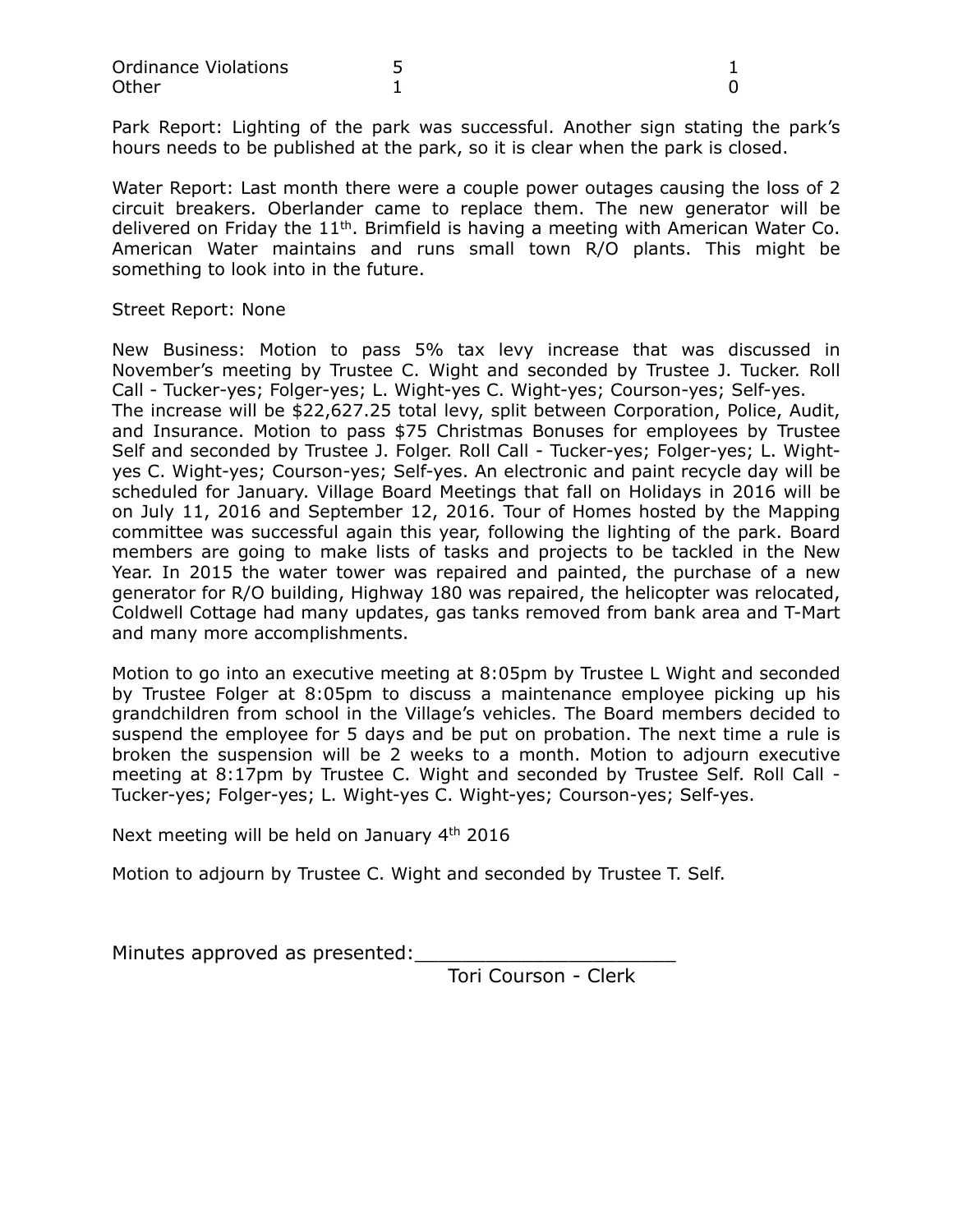| | | |
|---|---|---|
| Ordinance Violations | 5 | 1 |
| Other | 1 | 0 |

Park Report: Lighting of the park was successful. Another sign stating the park's hours needs to be published at the park, so it is clear when the park is closed.

Water Report: Last month there were a couple power outages causing the loss of 2 circuit breakers. Oberlander came to replace them. The new generator will be delivered on Friday the 11th. Brimfield is having a meeting with American Water Co. American Water maintains and runs small town R/O plants. This might be something to look into in the future.

Street Report: None

New Business: Motion to pass 5% tax levy increase that was discussed in November's meeting by Trustee C. Wight and seconded by Trustee J. Tucker. Roll Call - Tucker-yes; Folger-yes; L. Wight-yes C. Wight-yes; Courson-yes; Self-yes. The increase will be $22,627.25 total levy, split between Corporation, Police, Audit, and Insurance. Motion to pass $75 Christmas Bonuses for employees by Trustee Self and seconded by Trustee J. Folger. Roll Call - Tucker-yes; Folger-yes; L. Wight-yes C. Wight-yes; Courson-yes; Self-yes. An electronic and paint recycle day will be scheduled for January. Village Board Meetings that fall on Holidays in 2016 will be on July 11, 2016 and September 12, 2016. Tour of Homes hosted by the Mapping committee was successful again this year, following the lighting of the park. Board members are going to make lists of tasks and projects to be tackled in the New Year. In 2015 the water tower was repaired and painted, the purchase of a new generator for R/O building, Highway 180 was repaired, the helicopter was relocated, Coldwell Cottage had many updates, gas tanks removed from bank area and T-Mart and many more accomplishments.

Motion to go into an executive meeting at 8:05pm by Trustee L Wight and seconded by Trustee Folger at 8:05pm to discuss a maintenance employee picking up his grandchildren from school in the Village's vehicles. The Board members decided to suspend the employee for 5 days and be put on probation. The next time a rule is broken the suspension will be 2 weeks to a month. Motion to adjourn executive meeting at 8:17pm by Trustee C. Wight and seconded by Trustee Self. Roll Call - Tucker-yes; Folger-yes; L. Wight-yes C. Wight-yes; Courson-yes; Self-yes.

Next meeting will be held on January 4th 2016

Motion to adjourn by Trustee C. Wight and seconded by Trustee T. Self.

Minutes approved as presented:______________________

Tori Courson - Clerk